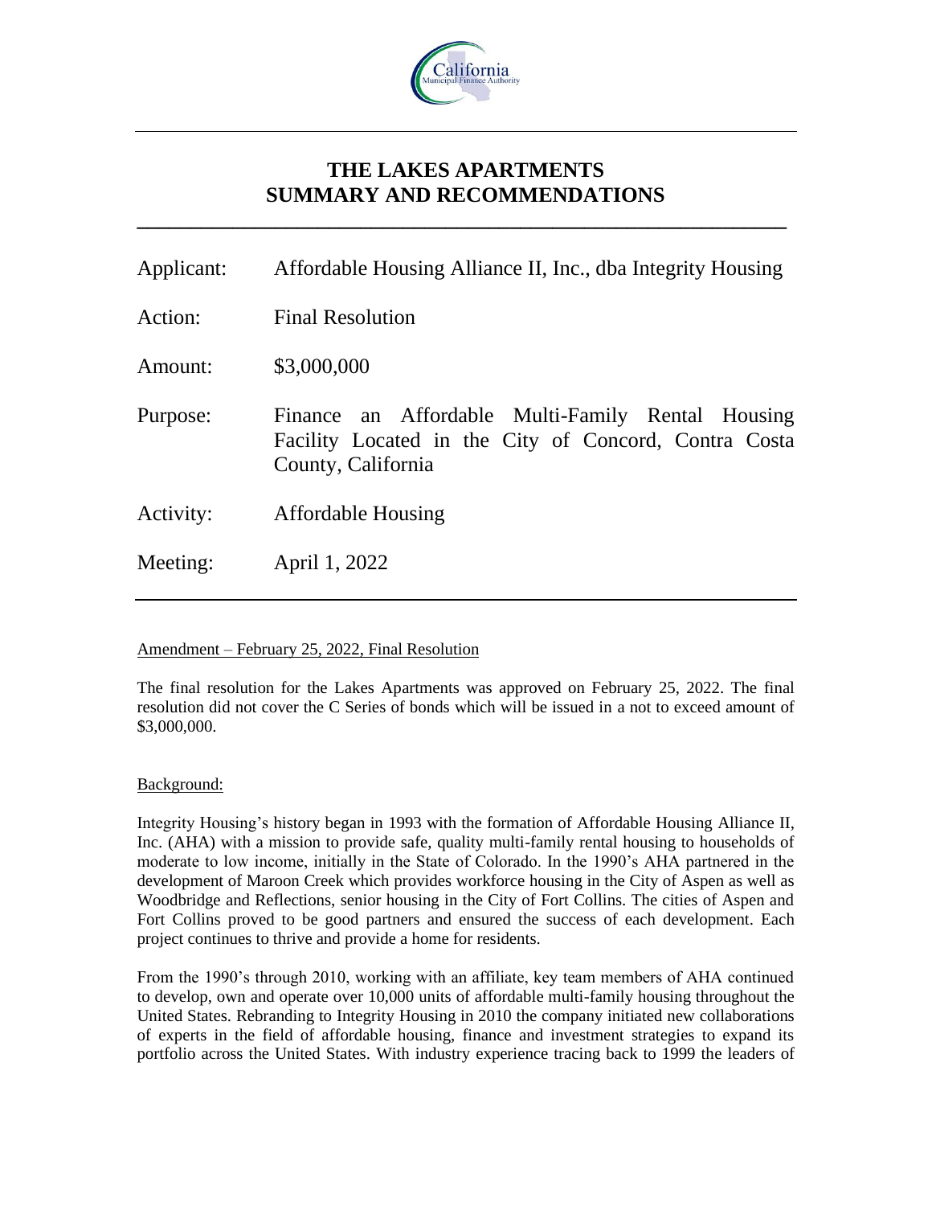# THE LAKES APARTMENTS
# SUMMARY AND RECOMMENDATIONS

| | |
|---|---|
| Applicant: | Affordable Housing Alliance II, Inc., dba Integrity Housing |
| Action: | Final Resolution |
| Amount: | $3,000,000 |
| Purpose: | Finance an Affordable Multi-Family Rental Housing Facility Located in the City of Concord, Contra Costa County, California |
| Activity: | Affordable Housing |
| Meeting: | April 1, 2022 |

Amendment – February 25, 2022, Final Resolution

The final resolution for the Lakes Apartments was approved on February 25, 2022. The final resolution did not cover the C Series of bonds which will be issued in a not to exceed amount of $3,000,000.

Background:

Integrity Housing's history began in 1993 with the formation of Affordable Housing Alliance II, Inc. (AHA) with a mission to provide safe, quality multi-family rental housing to households of moderate to low income, initially in the State of Colorado. In the 1990's AHA partnered in the development of Maroon Creek which provides workforce housing in the City of Aspen as well as Woodbridge and Reflections, senior housing in the City of Fort Collins. The cities of Aspen and Fort Collins proved to be good partners and ensured the success of each development. Each project continues to thrive and provide a home for residents.

From the 1990's through 2010, working with an affiliate, key team members of AHA continued to develop, own and operate over 10,000 units of affordable multi-family housing throughout the United States. Rebranding to Integrity Housing in 2010 the company initiated new collaborations of experts in the field of affordable housing, finance and investment strategies to expand its portfolio across the United States. With industry experience tracing back to 1999 the leaders of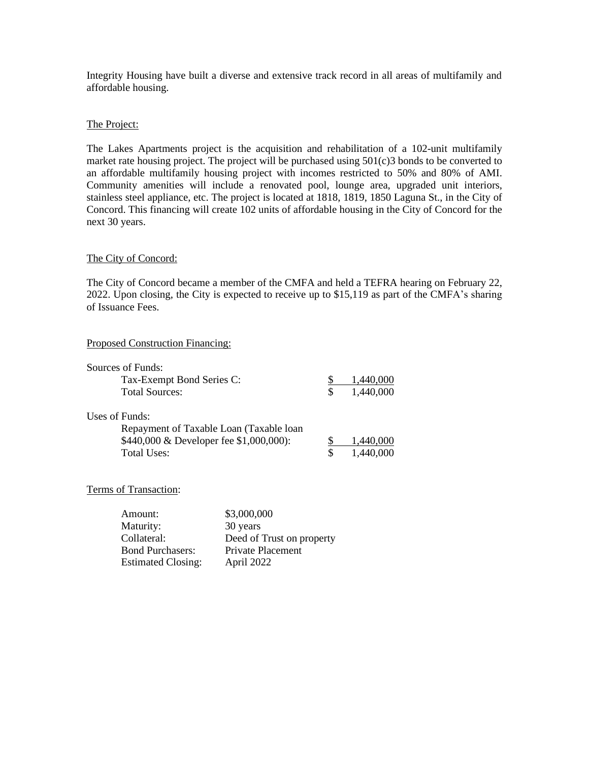Integrity Housing have built a diverse and extensive track record in all areas of multifamily and affordable housing.

The Project:

The Lakes Apartments project is the acquisition and rehabilitation of a 102-unit multifamily market rate housing project. The project will be purchased using 501(c)3 bonds to be converted to an affordable multifamily housing project with incomes restricted to 50% and 80% of AMI. Community amenities will include a renovated pool, lounge area, upgraded unit interiors, stainless steel appliance, etc. The project is located at 1818, 1819, 1850 Laguna St., in the City of Concord. This financing will create 102 units of affordable housing in the City of Concord for the next 30 years.

The City of Concord:

The City of Concord became a member of the CMFA and held a TEFRA hearing on February 22, 2022. Upon closing, the City is expected to receive up to $15,119 as part of the CMFA's sharing of Issuance Fees.

Proposed Construction Financing:

| Sources of Funds: | |
|---|---|
| Tax-Exempt Bond Series C: | $ 1,440,000 |
| Total Sources: | $ 1,440,000 |

| Uses of Funds: | |
|---|---|
| Repayment of Taxable Loan (Taxable loan $440,000 & Developer fee $1,000,000): | $ 1,440,000 |
| Total Uses: | $ 1,440,000 |

Terms of Transaction:

| | |
|---|---|
| Amount: | $3,000,000 |
| Maturity: | 30 years |
| Collateral: | Deed of Trust on property |
| Bond Purchasers: | Private Placement |
| Estimated Closing: | April 2022 |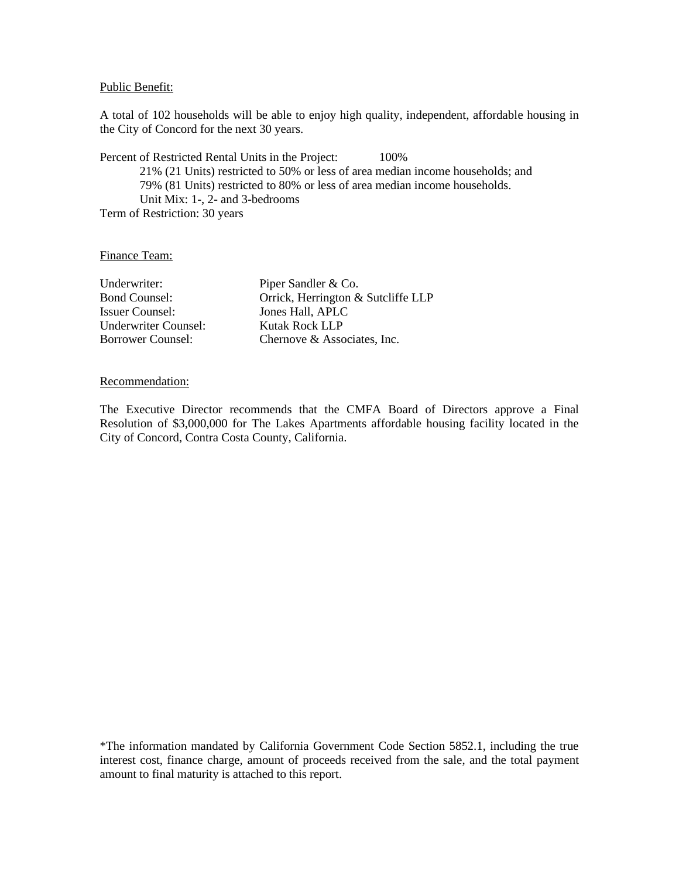Public Benefit:

A total of 102 households will be able to enjoy high quality, independent, affordable housing in the City of Concord for the next 30 years.

Percent of Restricted Rental Units in the Project: 100%

- 21% (21 Units) restricted to 50% or less of area median income households; and
- 79% (81 Units) restricted to 80% or less of area median income households.
- Unit Mix: 1-, 2- and 3-bedrooms

Term of Restriction: 30 years

Finance Team:

| | |
|---|---|
| Underwriter: | Piper Sandler & Co. |
| Bond Counsel: | Orrick, Herrington & Sutcliffe LLP |
| Issuer Counsel: | Jones Hall, APLC |
| Underwriter Counsel: | Kutak Rock LLP |
| Borrower Counsel: | Chernove & Associates, Inc. |

Recommendation:

The Executive Director recommends that the CMFA Board of Directors approve a Final Resolution of $3,000,000 for The Lakes Apartments affordable housing facility located in the City of Concord, Contra Costa County, California.

*The information mandated by California Government Code Section 5852.1, including the true interest cost, finance charge, amount of proceeds received from the sale, and the total payment amount to final maturity is attached to this report.